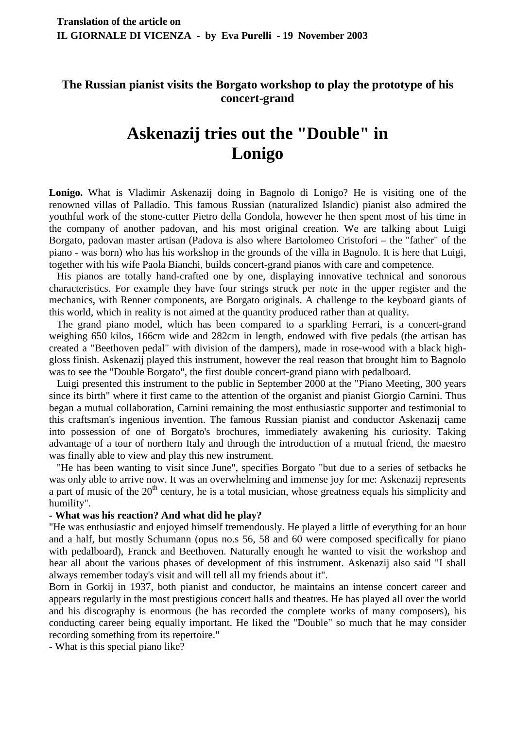**Translation of the article on**
**IL GIORNALE DI VICENZA - by Eva Purelli - 19 November 2003**

**The Russian pianist visits the Borgato workshop to play the prototype of his concert-grand**

# Askenazij tries out the "Double" in Lonigo

**Lonigo.** What is Vladimir Askenazij doing in Bagnolo di Lonigo? He is visiting one of the renowned villas of Palladio. This famous Russian (naturalized Islandic) pianist also admired the youthful work of the stone-cutter Pietro della Gondola, however he then spent most of his time in the company of another padovan, and his most original creation. We are talking about Luigi Borgato, padovan master artisan (Padova is also where Bartolomeo Cristofori – the "father" of the piano - was born) who has his workshop in the grounds of the villa in Bagnolo. It is here that Luigi, together with his wife Paola Bianchi, builds concert-grand pianos with care and competence.

His pianos are totally hand-crafted one by one, displaying innovative technical and sonorous characteristics. For example they have four strings struck per note in the upper register and the mechanics, with Renner components, are Borgato originals. A challenge to the keyboard giants of this world, which in reality is not aimed at the quantity produced rather than at quality.

The grand piano model, which has been compared to a sparkling Ferrari, is a concert-grand weighing 650 kilos, 166cm wide and 282cm in length, endowed with five pedals (the artisan has created a "Beethoven pedal" with division of the dampers), made in rose-wood with a black high-gloss finish. Askenazij played this instrument, however the real reason that brought him to Bagnolo was to see the "Double Borgato", the first double concert-grand piano with pedalboard.

Luigi presented this instrument to the public in September 2000 at the "Piano Meeting, 300 years since its birth" where it first came to the attention of the organist and pianist Giorgio Carnini. Thus began a mutual collaboration, Carnini remaining the most enthusiastic supporter and testimonial to this craftsman's ingenious invention. The famous Russian pianist and conductor Askenazij came into possession of one of Borgato's brochures, immediately awakening his curiosity. Taking advantage of a tour of northern Italy and through the introduction of a mutual friend, the maestro was finally able to view and play this new instrument.

"He has been wanting to visit since June", specifies Borgato "but due to a series of setbacks he was only able to arrive now. It was an overwhelming and immense joy for me: Askenazij represents a part of music of the 20th century, he is a total musician, whose greatness equals his simplicity and humility".

**- What was his reaction? And what did he play?**

"He was enthusiastic and enjoyed himself tremendously. He played a little of everything for an hour and a half, but mostly Schumann (opus no.s 56, 58 and 60 were composed specifically for piano with pedalboard), Franck and Beethoven. Naturally enough he wanted to visit the workshop and hear all about the various phases of development of this instrument. Askenazij also said "I shall always remember today's visit and will tell all my friends about it".

Born in Gorkij in 1937, both pianist and conductor, he maintains an intense concert career and appears regularly in the most prestigious concert halls and theatres. He has played all over the world and his discography is enormous (he has recorded the complete works of many composers), his conducting career being equally important. He liked the "Double" so much that he may consider recording something from its repertoire."

- What is this special piano like?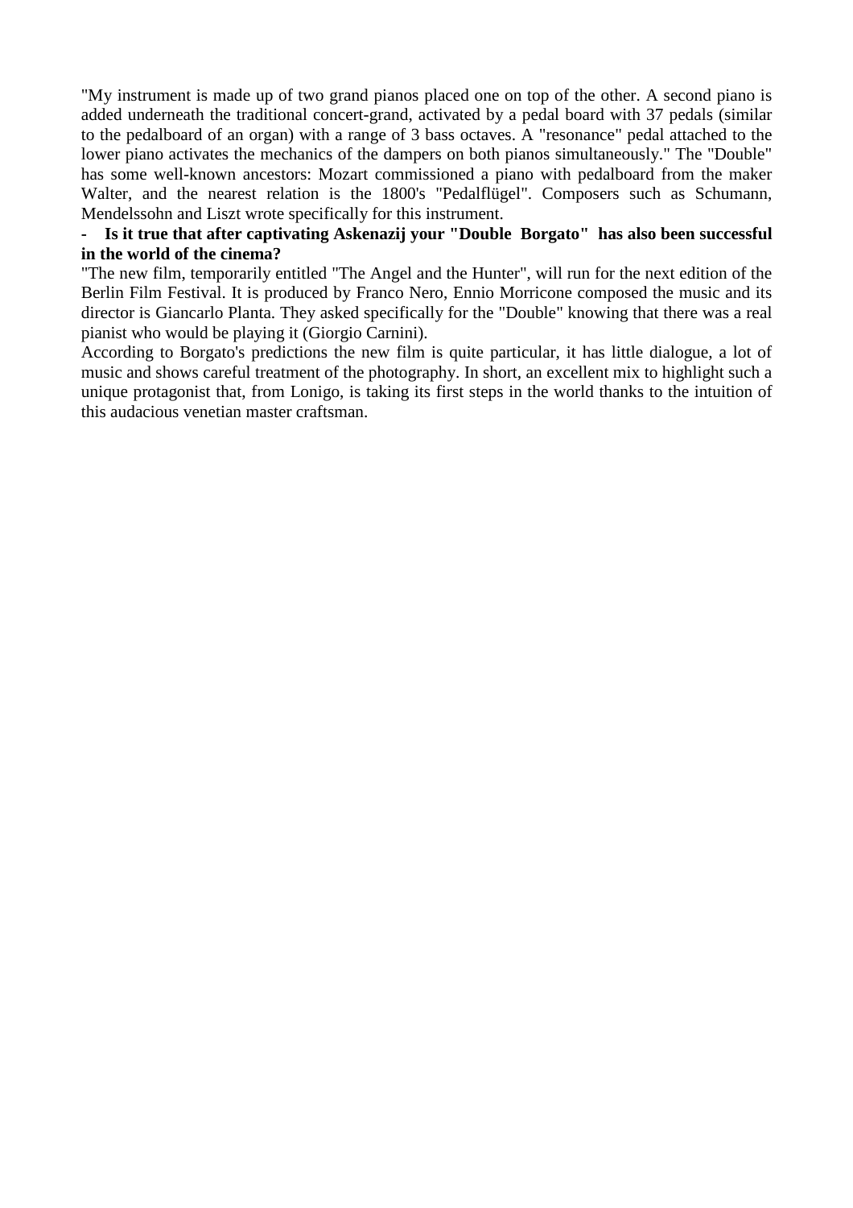"My instrument is made up of two grand pianos placed one on top of the other. A second piano is added underneath the traditional concert-grand, activated by a pedal board with 37 pedals (similar to the pedalboard of an organ) with a range of 3 bass octaves. A "resonance" pedal attached to the lower piano activates the mechanics of the dampers on both pianos simultaneously." The "Double" has some well-known ancestors: Mozart commissioned a piano with pedalboard from the maker Walter, and the nearest relation is the 1800's "Pedalflügel". Composers such as Schumann, Mendelssohn and Liszt wrote specifically for this instrument.

**- Is it true that after captivating Askenazij your "Double Borgato" has also been successful in the world of the cinema?**

"The new film, temporarily entitled "The Angel and the Hunter", will run for the next edition of the Berlin Film Festival. It is produced by Franco Nero, Ennio Morricone composed the music and its director is Giancarlo Planta. They asked specifically for the "Double" knowing that there was a real pianist who would be playing it (Giorgio Carnini).

According to Borgato's predictions the new film is quite particular, it has little dialogue, a lot of music and shows careful treatment of the photography. In short, an excellent mix to highlight such a unique protagonist that, from Lonigo, is taking its first steps in the world thanks to the intuition of this audacious venetian master craftsman.